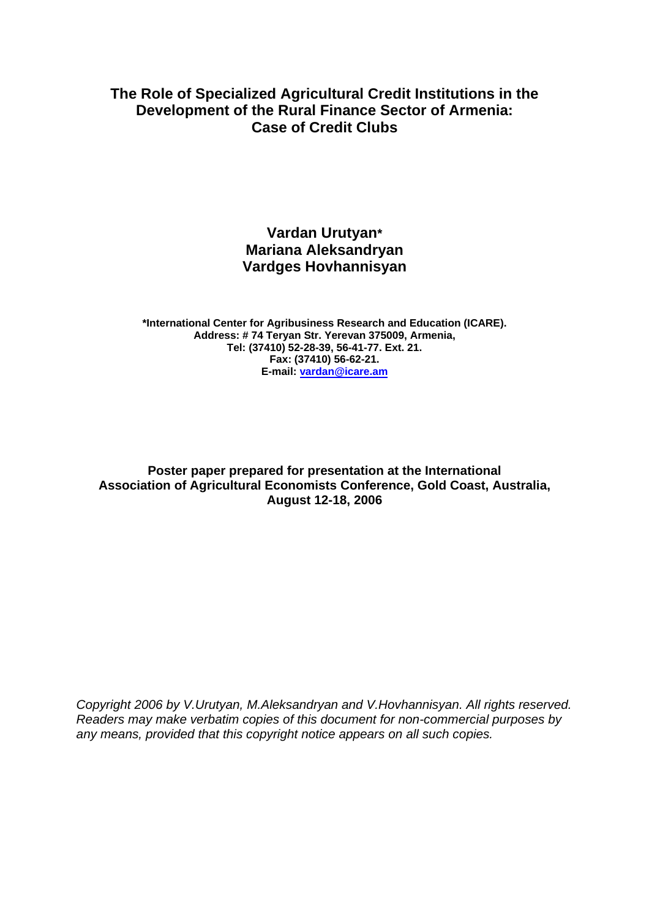# The Role of Specialized Agricultural Credit Institutions in the Development of the Rural Finance Sector of Armenia: Case of Credit Clubs

**Vardan Urutyan***
**Mariana Aleksandryan**
**Vardges Hovhannisyan**

**\*International Center for Agribusiness Research and Education (ICARE).**
**Address: # 74 Teryan Str. Yerevan 375009, Armenia,**
**Tel: (37410) 52-28-39, 56-41-77. Ext. 21.**
**Fax: (37410) 56-62-21.**
**E-mail: vardan@icare.am**

**Poster paper prepared for presentation at the International Association of Agricultural Economists Conference, Gold Coast, Australia, August 12-18, 2006**

*Copyright 2006 by V.Urutyan, M.Aleksandryan and V.Hovhannisyan. All rights reserved. Readers may make verbatim copies of this document for non-commercial purposes by any means, provided that this copyright notice appears on all such copies.*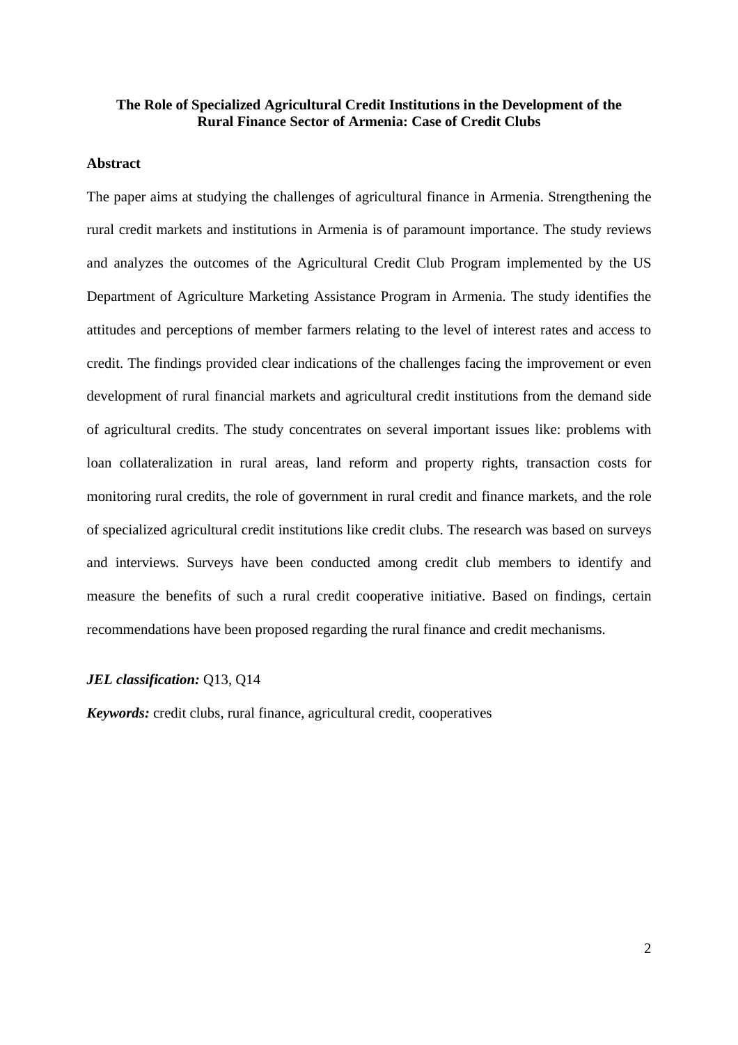# The Role of Specialized Agricultural Credit Institutions in the Development of the Rural Finance Sector of Armenia: Case of Credit Clubs

## Abstract

The paper aims at studying the challenges of agricultural finance in Armenia. Strengthening the rural credit markets and institutions in Armenia is of paramount importance. The study reviews and analyzes the outcomes of the Agricultural Credit Club Program implemented by the US Department of Agriculture Marketing Assistance Program in Armenia. The study identifies the attitudes and perceptions of member farmers relating to the level of interest rates and access to credit. The findings provided clear indications of the challenges facing the improvement or even development of rural financial markets and agricultural credit institutions from the demand side of agricultural credits. The study concentrates on several important issues like: problems with loan collateralization in rural areas, land reform and property rights, transaction costs for monitoring rural credits, the role of government in rural credit and finance markets, and the role of specialized agricultural credit institutions like credit clubs. The research was based on surveys and interviews. Surveys have been conducted among credit club members to identify and measure the benefits of such a rural credit cooperative initiative. Based on findings, certain recommendations have been proposed regarding the rural finance and credit mechanisms.

***JEL classification:*** Q13, Q14

***Keywords:*** credit clubs, rural finance, agricultural credit, cooperatives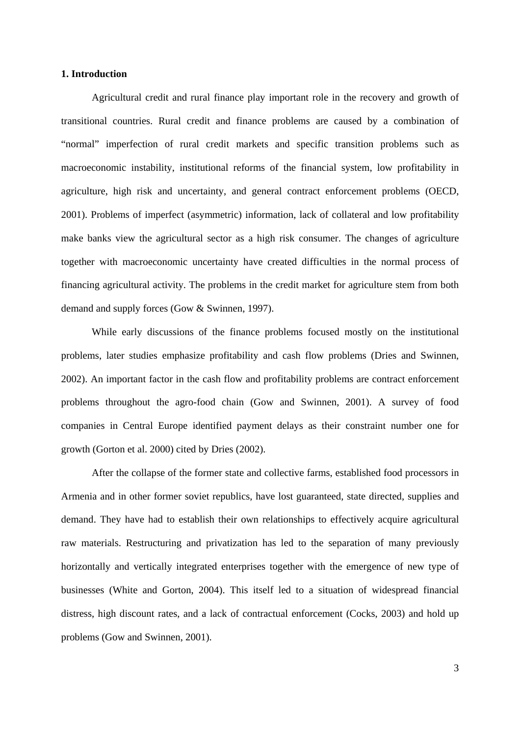## 1. Introduction

Agricultural credit and rural finance play important role in the recovery and growth of transitional countries. Rural credit and finance problems are caused by a combination of "normal" imperfection of rural credit markets and specific transition problems such as macroeconomic instability, institutional reforms of the financial system, low profitability in agriculture, high risk and uncertainty, and general contract enforcement problems (OECD, 2001). Problems of imperfect (asymmetric) information, lack of collateral and low profitability make banks view the agricultural sector as a high risk consumer. The changes of agriculture together with macroeconomic uncertainty have created difficulties in the normal process of financing agricultural activity. The problems in the credit market for agriculture stem from both demand and supply forces (Gow & Swinnen, 1997).

While early discussions of the finance problems focused mostly on the institutional problems, later studies emphasize profitability and cash flow problems (Dries and Swinnen, 2002). An important factor in the cash flow and profitability problems are contract enforcement problems throughout the agro-food chain (Gow and Swinnen, 2001). A survey of food companies in Central Europe identified payment delays as their constraint number one for growth (Gorton et al. 2000) cited by Dries (2002).

After the collapse of the former state and collective farms, established food processors in Armenia and in other former soviet republics, have lost guaranteed, state directed, supplies and demand. They have had to establish their own relationships to effectively acquire agricultural raw materials. Restructuring and privatization has led to the separation of many previously horizontally and vertically integrated enterprises together with the emergence of new type of businesses (White and Gorton, 2004). This itself led to a situation of widespread financial distress, high discount rates, and a lack of contractual enforcement (Cocks, 2003) and hold up problems (Gow and Swinnen, 2001).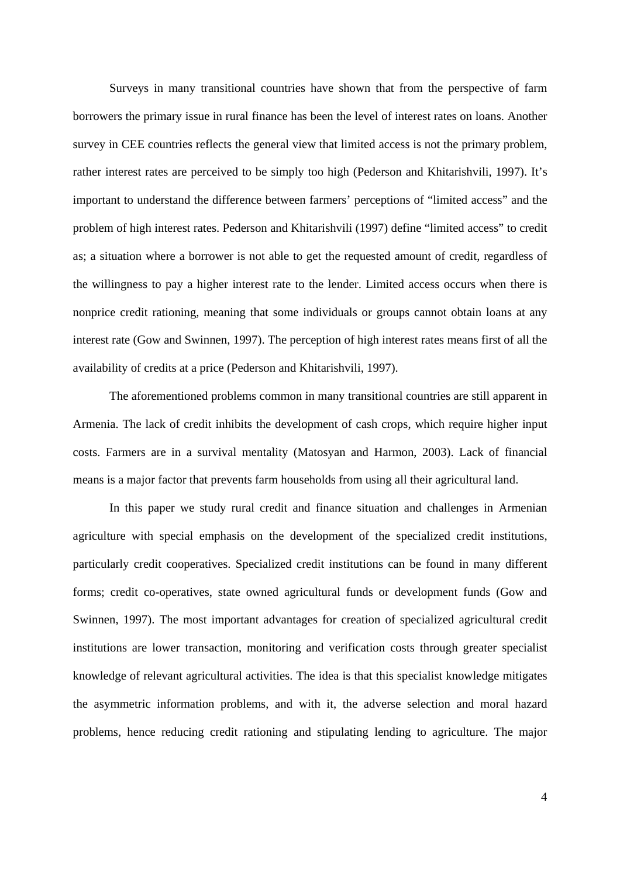Surveys in many transitional countries have shown that from the perspective of farm borrowers the primary issue in rural finance has been the level of interest rates on loans. Another survey in CEE countries reflects the general view that limited access is not the primary problem, rather interest rates are perceived to be simply too high (Pederson and Khitarishvili, 1997). It's important to understand the difference between farmers' perceptions of "limited access" and the problem of high interest rates. Pederson and Khitarishvili (1997) define "limited access" to credit as; a situation where a borrower is not able to get the requested amount of credit, regardless of the willingness to pay a higher interest rate to the lender. Limited access occurs when there is nonprice credit rationing, meaning that some individuals or groups cannot obtain loans at any interest rate (Gow and Swinnen, 1997). The perception of high interest rates means first of all the availability of credits at a price (Pederson and Khitarishvili, 1997).

The aforementioned problems common in many transitional countries are still apparent in Armenia. The lack of credit inhibits the development of cash crops, which require higher input costs. Farmers are in a survival mentality (Matosyan and Harmon, 2003). Lack of financial means is a major factor that prevents farm households from using all their agricultural land.

In this paper we study rural credit and finance situation and challenges in Armenian agriculture with special emphasis on the development of the specialized credit institutions, particularly credit cooperatives. Specialized credit institutions can be found in many different forms; credit co-operatives, state owned agricultural funds or development funds (Gow and Swinnen, 1997). The most important advantages for creation of specialized agricultural credit institutions are lower transaction, monitoring and verification costs through greater specialist knowledge of relevant agricultural activities. The idea is that this specialist knowledge mitigates the asymmetric information problems, and with it, the adverse selection and moral hazard problems, hence reducing credit rationing and stipulating lending to agriculture. The major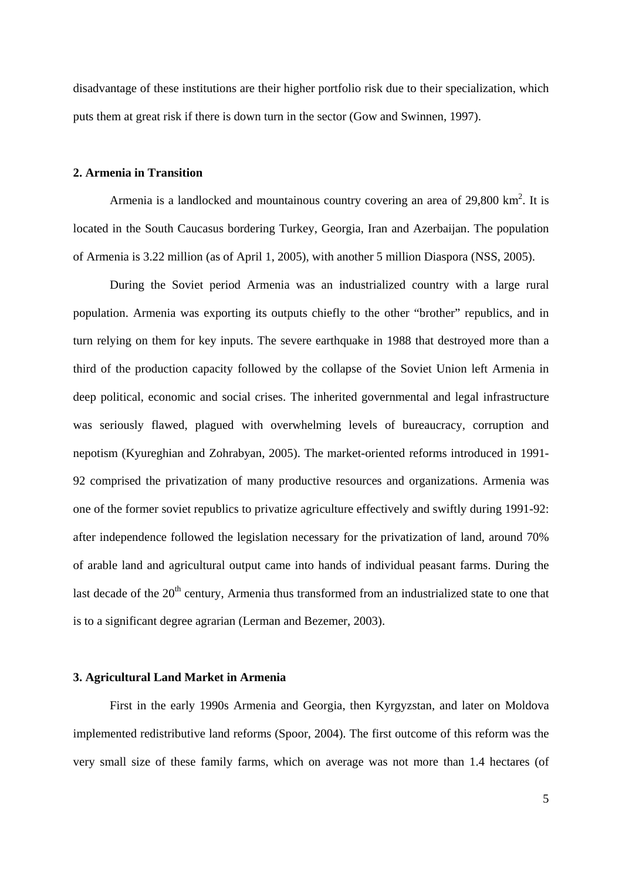disadvantage of these institutions are their higher portfolio risk due to their specialization, which puts them at great risk if there is down turn in the sector (Gow and Swinnen, 1997).

## 2. Armenia in Transition

Armenia is a landlocked and mountainous country covering an area of 29,800 km$^2$. It is located in the South Caucasus bordering Turkey, Georgia, Iran and Azerbaijan. The population of Armenia is 3.22 million (as of April 1, 2005), with another 5 million Diaspora (NSS, 2005).

During the Soviet period Armenia was an industrialized country with a large rural population. Armenia was exporting its outputs chiefly to the other "brother" republics, and in turn relying on them for key inputs. The severe earthquake in 1988 that destroyed more than a third of the production capacity followed by the collapse of the Soviet Union left Armenia in deep political, economic and social crises. The inherited governmental and legal infrastructure was seriously flawed, plagued with overwhelming levels of bureaucracy, corruption and nepotism (Kyureghian and Zohrabyan, 2005). The market-oriented reforms introduced in 1991-92 comprised the privatization of many productive resources and organizations. Armenia was one of the former soviet republics to privatize agriculture effectively and swiftly during 1991-92: after independence followed the legislation necessary for the privatization of land, around 70% of arable land and agricultural output came into hands of individual peasant farms. During the last decade of the 20$^{th}$ century, Armenia thus transformed from an industrialized state to one that is to a significant degree agrarian (Lerman and Bezemer, 2003).

## 3. Agricultural Land Market in Armenia

First in the early 1990s Armenia and Georgia, then Kyrgyzstan, and later on Moldova implemented redistributive land reforms (Spoor, 2004). The first outcome of this reform was the very small size of these family farms, which on average was not more than 1.4 hectares (of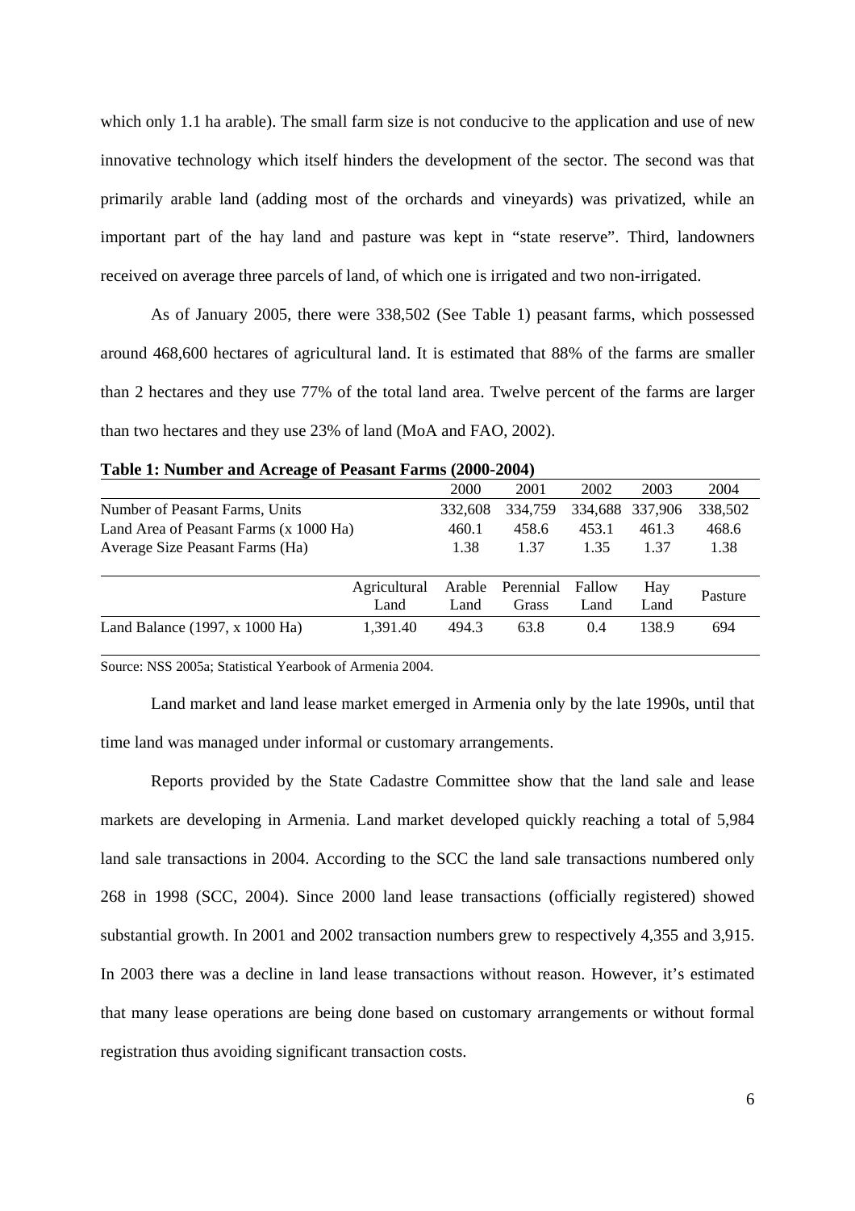which only 1.1 ha arable). The small farm size is not conducive to the application and use of new innovative technology which itself hinders the development of the sector. The second was that primarily arable land (adding most of the orchards and vineyards) was privatized, while an important part of the hay land and pasture was kept in "state reserve". Third, landowners received on average three parcels of land, of which one is irrigated and two non-irrigated.

As of January 2005, there were 338,502 (See Table 1) peasant farms, which possessed around 468,600 hectares of agricultural land. It is estimated that 88% of the farms are smaller than 2 hectares and they use 77% of the total land area. Twelve percent of the farms are larger than two hectares and they use 23% of land (MoA and FAO, 2002).

**Table 1: Number and Acreage of Peasant Farms (2000-2004)**

| | | 2000 | 2001 | 2002 | 2003 | 2004 |
|---|---|---|---|---|---|---|
| Number of Peasant Farms, Units | | 332,608 | 334,759 | 334,688 | 337,906 | 338,502 |
| Land Area of Peasant Farms (x 1000 Ha) | | 460.1 | 458.6 | 453.1 | 461.3 | 468.6 |
| Average Size Peasant Farms (Ha) | | 1.38 | 1.37 | 1.35 | 1.37 | 1.38 |
| | Agricultural Land | Arable Land | Perennial Grass | Fallow Land | Hay Land | Pasture |
| Land Balance (1997, x 1000 Ha) | 1,391.40 | 494.3 | 63.8 | 0.4 | 138.9 | 694 |

Source: NSS 2005a; Statistical Yearbook of Armenia 2004.

Land market and land lease market emerged in Armenia only by the late 1990s, until that time land was managed under informal or customary arrangements.

Reports provided by the State Cadastre Committee show that the land sale and lease markets are developing in Armenia. Land market developed quickly reaching a total of 5,984 land sale transactions in 2004. According to the SCC the land sale transactions numbered only 268 in 1998 (SCC, 2004). Since 2000 land lease transactions (officially registered) showed substantial growth. In 2001 and 2002 transaction numbers grew to respectively 4,355 and 3,915. In 2003 there was a decline in land lease transactions without reason. However, it's estimated that many lease operations are being done based on customary arrangements or without formal registration thus avoiding significant transaction costs.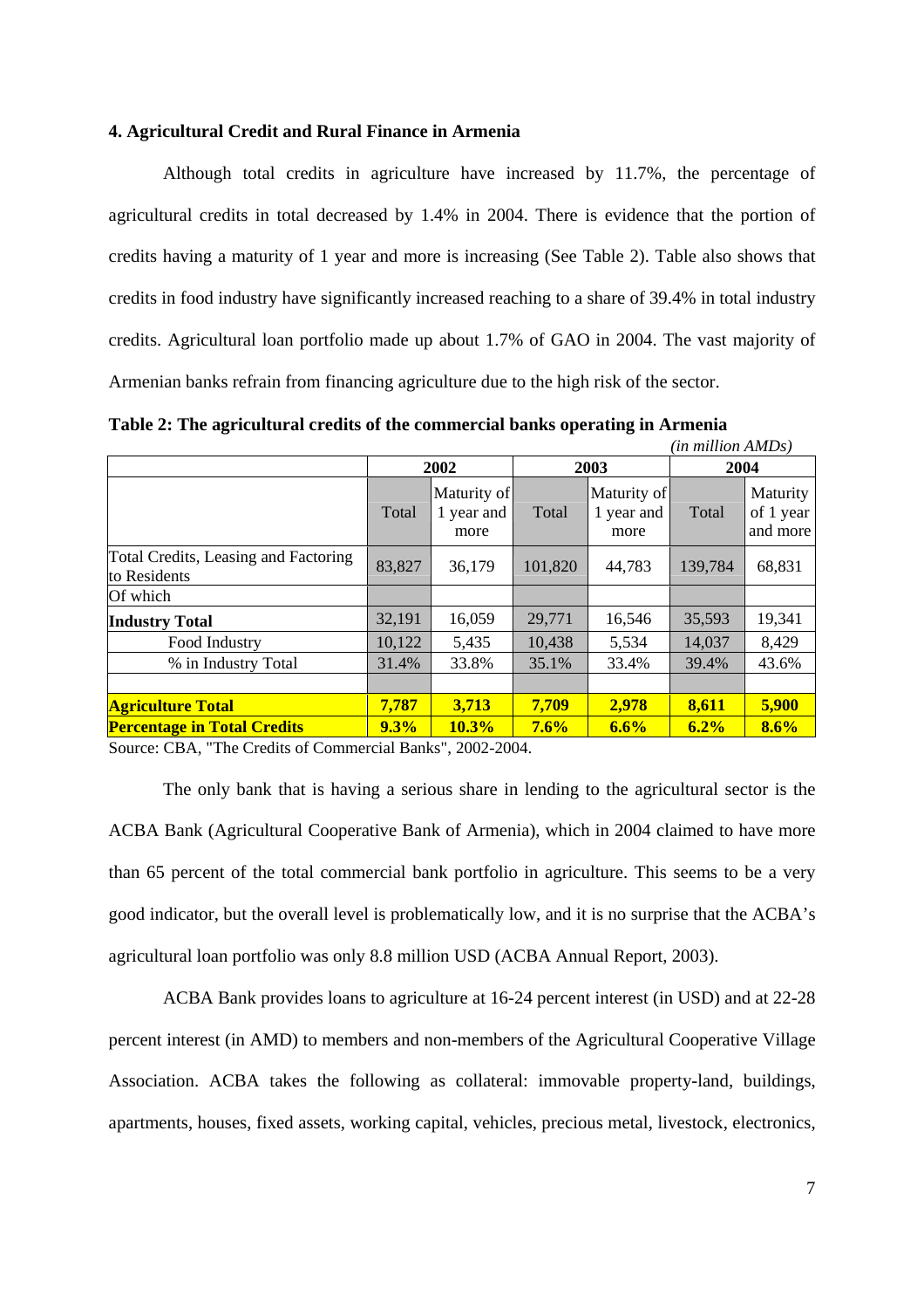### 4. Agricultural Credit and Rural Finance in Armenia

Although total credits in agriculture have increased by 11.7%, the percentage of agricultural credits in total decreased by 1.4% in 2004. There is evidence that the portion of credits having a maturity of 1 year and more is increasing (See Table 2). Table also shows that credits in food industry have significantly increased reaching to a share of 39.4% in total industry credits. Agricultural loan portfolio made up about 1.7% of GAO in 2004. The vast majority of Armenian banks refrain from financing agriculture due to the high risk of the sector.

**Table 2: The agricultural credits of the commercial banks operating in Armenia**

*(in million AMDs)*

| | 2002 | | 2003 | | 2004 | |
|---|---|---|---|---|---|---|
| | Total | Maturity of 1 year and more | Total | Maturity of 1 year and more | Total | Maturity of 1 year and more |
| Total Credits, Leasing and Factoring to Residents | 83,827 | 36,179 | 101,820 | 44,783 | 139,784 | 68,831 |
| Of which | | | | | | |
| **Industry Total** | 32,191 | 16,059 | 29,771 | 16,546 | 35,593 | 19,341 |
| Food Industry | 10,122 | 5,435 | 10,438 | 5,534 | 14,037 | 8,429 |
| % in Industry Total | 31.4% | 33.8% | 35.1% | 33.4% | 39.4% | 43.6% |
| | | | | | | |
| **Agriculture Total** | **7,787** | **3,713** | **7,709** | **2,978** | **8,611** | **5,900** |
| **Percentage in Total Credits** | **9.3%** | **10.3%** | **7.6%** | **6.6%** | **6.2%** | **8.6%** |

Source: CBA, "The Credits of Commercial Banks", 2002-2004.

The only bank that is having a serious share in lending to the agricultural sector is the ACBA Bank (Agricultural Cooperative Bank of Armenia), which in 2004 claimed to have more than 65 percent of the total commercial bank portfolio in agriculture. This seems to be a very good indicator, but the overall level is problematically low, and it is no surprise that the ACBA's agricultural loan portfolio was only 8.8 million USD (ACBA Annual Report, 2003).

ACBA Bank provides loans to agriculture at 16-24 percent interest (in USD) and at 22-28 percent interest (in AMD) to members and non-members of the Agricultural Cooperative Village Association. ACBA takes the following as collateral: immovable property-land, buildings, apartments, houses, fixed assets, working capital, vehicles, precious metal, livestock, electronics,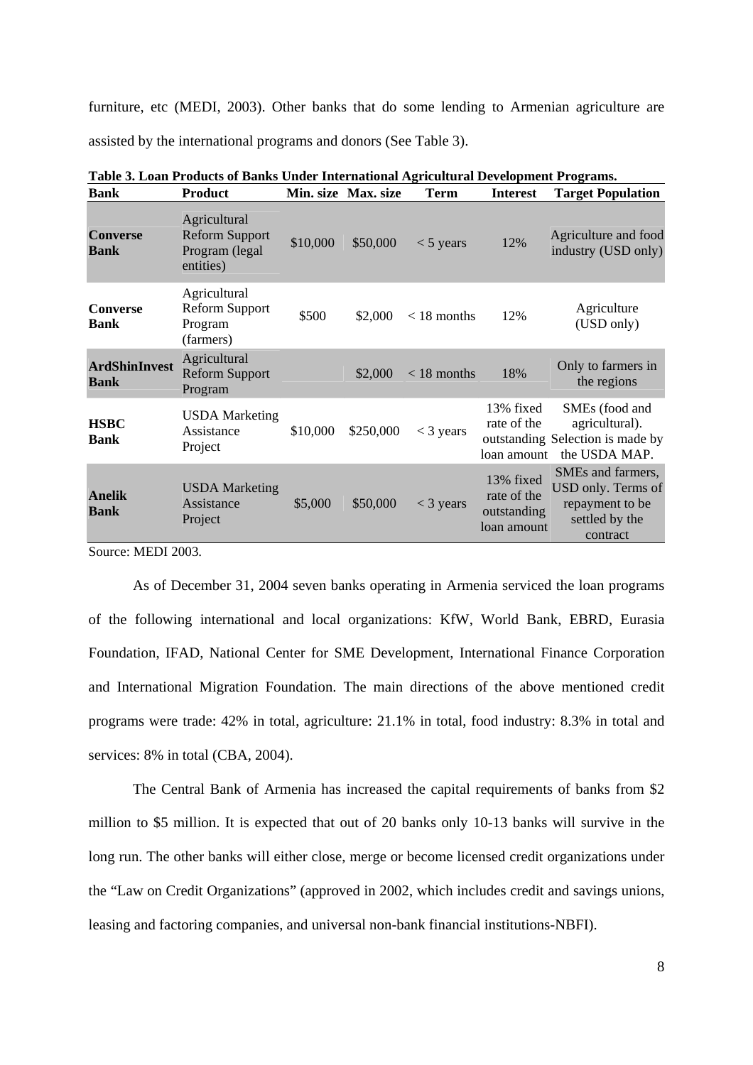furniture, etc (MEDI, 2003). Other banks that do some lending to Armenian agriculture are assisted by the international programs and donors (See Table 3).

**Table 3. Loan Products of Banks Under International Agricultural Development Programs.**

| Bank | Product | Min. size | Max. size | Term | Interest | Target Population |
|---|---|---|---|---|---|---|
| **Converse Bank** | Agricultural Reform Support Program (legal entities) | $10,000 | $50,000 | < 5 years | 12% | Agriculture and food industry (USD only) |
| **Converse Bank** | Agricultural Reform Support Program (farmers) | $500 | $2,000 | < 18 months | 12% | Agriculture (USD only) |
| **ArdShinInvest Bank** | Agricultural Reform Support Program | | $2,000 | < 18 months | 18% | Only to farmers in the regions |
| **HSBC Bank** | USDA Marketing Assistance Project | $10,000 | $250,000 | < 3 years | 13% fixed rate of the outstanding loan amount | SMEs (food and agricultural). Selection is made by the USDA MAP. |
| **Anelik Bank** | USDA Marketing Assistance Project | $5,000 | $50,000 | < 3 years | 13% fixed rate of the outstanding loan amount | SMEs and farmers, USD only. Terms of repayment to be settled by the contract |

Source: MEDI 2003.

As of December 31, 2004 seven banks operating in Armenia serviced the loan programs of the following international and local organizations: KfW, World Bank, EBRD, Eurasia Foundation, IFAD, National Center for SME Development, International Finance Corporation and International Migration Foundation. The main directions of the above mentioned credit programs were trade: 42% in total, agriculture: 21.1% in total, food industry: 8.3% in total and services: 8% in total (CBA, 2004).

The Central Bank of Armenia has increased the capital requirements of banks from $2 million to $5 million. It is expected that out of 20 banks only 10-13 banks will survive in the long run. The other banks will either close, merge or become licensed credit organizations under the "Law on Credit Organizations" (approved in 2002, which includes credit and savings unions, leasing and factoring companies, and universal non-bank financial institutions-NBFI).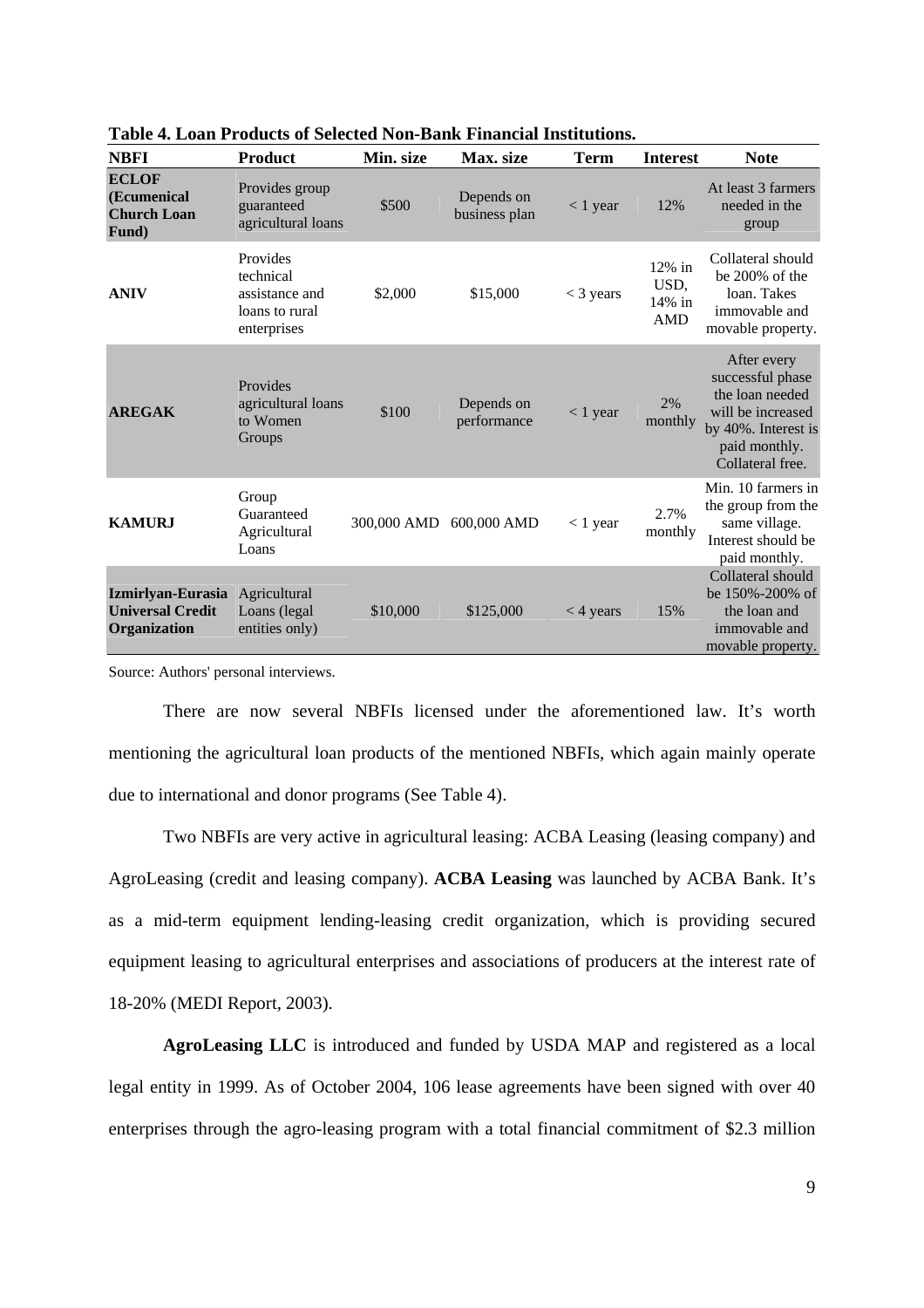**Table 4. Loan Products of Selected Non-Bank Financial Institutions.**

| NBFI | Product | Min. size | Max. size | Term | Interest | Note |
|---|---|---|---|---|---|---|
| **ECLOF (Ecumenical Church Loan Fund)** | Provides group guaranteed agricultural loans | $500 | Depends on business plan | < 1 year | 12% | At least 3 farmers needed in the group |
| **ANIV** | Provides technical assistance and loans to rural enterprises | $2,000 | $15,000 | < 3 years | 12% in USD, 14% in AMD | Collateral should be 200% of the loan. Takes immovable and movable property. |
| **AREGAK** | Provides agricultural loans to Women Groups | $100 | Depends on performance | < 1 year | 2% monthly | After every successful phase the loan needed will be increased by 40%. Interest is paid monthly. Collateral free. |
| **KAMURJ** | Group Guaranteed Agricultural Loans | 300,000 AMD | 600,000 AMD | < 1 year | 2.7% monthly | Min. 10 farmers in the group from the same village. Interest should be paid monthly. |
| **Izmirlyan-Eurasia Universal Credit Organization** | Agricultural Loans (legal entities only) | $10,000 | $125,000 | < 4 years | 15% | Collateral should be 150%-200% of the loan and immovable and movable property. |

Source: Authors' personal interviews.

There are now several NBFIs licensed under the aforementioned law. It's worth mentioning the agricultural loan products of the mentioned NBFIs, which again mainly operate due to international and donor programs (See Table 4).

Two NBFIs are very active in agricultural leasing: ACBA Leasing (leasing company) and AgroLeasing (credit and leasing company). **ACBA Leasing** was launched by ACBA Bank. It's as a mid-term equipment lending-leasing credit organization, which is providing secured equipment leasing to agricultural enterprises and associations of producers at the interest rate of 18-20% (MEDI Report, 2003).

**AgroLeasing LLC** is introduced and funded by USDA MAP and registered as a local legal entity in 1999. As of October 2004, 106 lease agreements have been signed with over 40 enterprises through the agro-leasing program with a total financial commitment of $2.3 million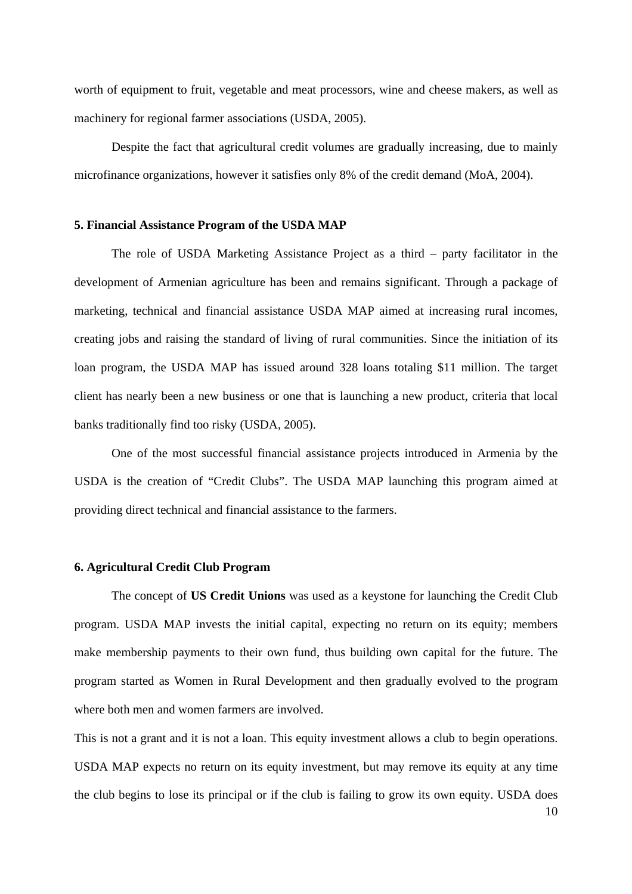worth of equipment to fruit, vegetable and meat processors, wine and cheese makers, as well as machinery for regional farmer associations (USDA, 2005).

Despite the fact that agricultural credit volumes are gradually increasing, due to mainly microfinance organizations, however it satisfies only 8% of the credit demand (MoA, 2004).

### 5. Financial Assistance Program of the USDA MAP

The role of USDA Marketing Assistance Project as a third – party facilitator in the development of Armenian agriculture has been and remains significant. Through a package of marketing, technical and financial assistance USDA MAP aimed at increasing rural incomes, creating jobs and raising the standard of living of rural communities. Since the initiation of its loan program, the USDA MAP has issued around 328 loans totaling $11 million. The target client has nearly been a new business or one that is launching a new product, criteria that local banks traditionally find too risky (USDA, 2005).

One of the most successful financial assistance projects introduced in Armenia by the USDA is the creation of "Credit Clubs". The USDA MAP launching this program aimed at providing direct technical and financial assistance to the farmers.

### 6. Agricultural Credit Club Program

The concept of **US Credit Unions** was used as a keystone for launching the Credit Club program. USDA MAP invests the initial capital, expecting no return on its equity; members make membership payments to their own fund, thus building own capital for the future. The program started as Women in Rural Development and then gradually evolved to the program where both men and women farmers are involved.

This is not a grant and it is not a loan. This equity investment allows a club to begin operations. USDA MAP expects no return on its equity investment, but may remove its equity at any time the club begins to lose its principal or if the club is failing to grow its own equity. USDA does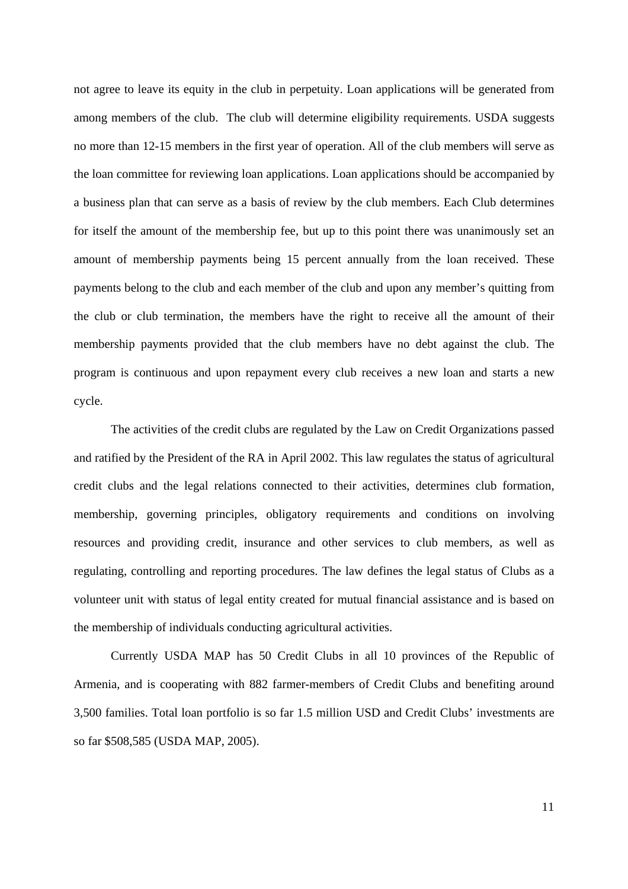not agree to leave its equity in the club in perpetuity. Loan applications will be generated from among members of the club. The club will determine eligibility requirements. USDA suggests no more than 12-15 members in the first year of operation. All of the club members will serve as the loan committee for reviewing loan applications. Loan applications should be accompanied by a business plan that can serve as a basis of review by the club members. Each Club determines for itself the amount of the membership fee, but up to this point there was unanimously set an amount of membership payments being 15 percent annually from the loan received. These payments belong to the club and each member of the club and upon any member's quitting from the club or club termination, the members have the right to receive all the amount of their membership payments provided that the club members have no debt against the club. The program is continuous and upon repayment every club receives a new loan and starts a new cycle.

The activities of the credit clubs are regulated by the Law on Credit Organizations passed and ratified by the President of the RA in April 2002. This law regulates the status of agricultural credit clubs and the legal relations connected to their activities, determines club formation, membership, governing principles, obligatory requirements and conditions on involving resources and providing credit, insurance and other services to club members, as well as regulating, controlling and reporting procedures. The law defines the legal status of Clubs as a volunteer unit with status of legal entity created for mutual financial assistance and is based on the membership of individuals conducting agricultural activities.

Currently USDA MAP has 50 Credit Clubs in all 10 provinces of the Republic of Armenia, and is cooperating with 882 farmer-members of Credit Clubs and benefiting around 3,500 families. Total loan portfolio is so far 1.5 million USD and Credit Clubs' investments are so far $508,585 (USDA MAP, 2005).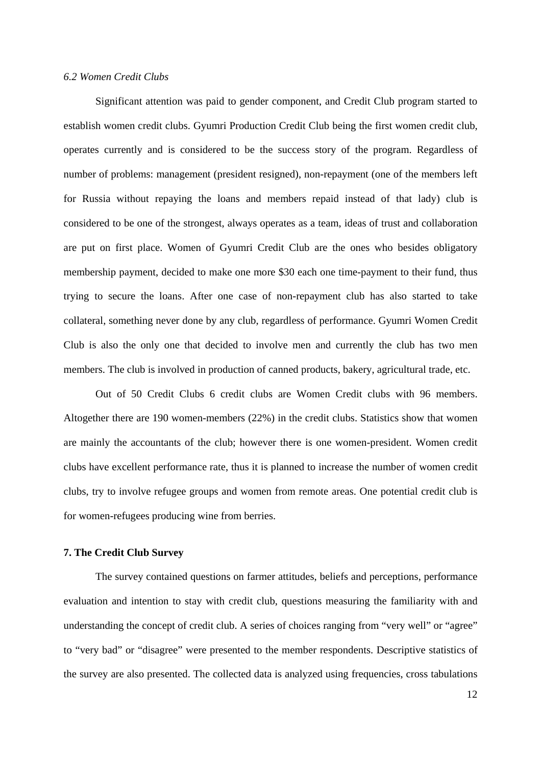*6.2 Women Credit Clubs*

Significant attention was paid to gender component, and Credit Club program started to establish women credit clubs. Gyumri Production Credit Club being the first women credit club, operates currently and is considered to be the success story of the program. Regardless of number of problems: management (president resigned), non-repayment (one of the members left for Russia without repaying the loans and members repaid instead of that lady) club is considered to be one of the strongest, always operates as a team, ideas of trust and collaboration are put on first place. Women of Gyumri Credit Club are the ones who besides obligatory membership payment, decided to make one more $30 each one time-payment to their fund, thus trying to secure the loans. After one case of non-repayment club has also started to take collateral, something never done by any club, regardless of performance. Gyumri Women Credit Club is also the only one that decided to involve men and currently the club has two men members. The club is involved in production of canned products, bakery, agricultural trade, etc.

Out of 50 Credit Clubs 6 credit clubs are Women Credit clubs with 96 members. Altogether there are 190 women-members (22%) in the credit clubs. Statistics show that women are mainly the accountants of the club; however there is one women-president. Women credit clubs have excellent performance rate, thus it is planned to increase the number of women credit clubs, try to involve refugee groups and women from remote areas. One potential credit club is for women-refugees producing wine from berries.

**7. The Credit Club Survey**

The survey contained questions on farmer attitudes, beliefs and perceptions, performance evaluation and intention to stay with credit club, questions measuring the familiarity with and understanding the concept of credit club. A series of choices ranging from "very well" or "agree" to "very bad" or "disagree" were presented to the member respondents. Descriptive statistics of the survey are also presented. The collected data is analyzed using frequencies, cross tabulations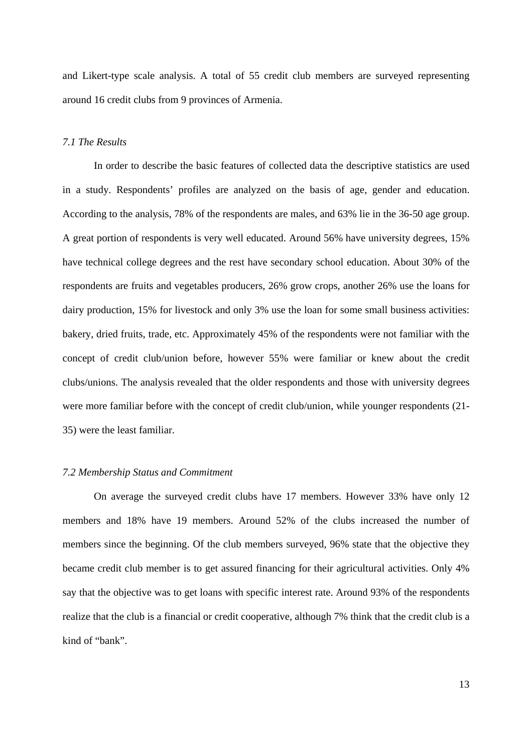and Likert-type scale analysis. A total of 55 credit club members are surveyed representing around 16 credit clubs from 9 provinces of Armenia.

### *7.1 The Results*

In order to describe the basic features of collected data the descriptive statistics are used in a study. Respondents' profiles are analyzed on the basis of age, gender and education. According to the analysis, 78% of the respondents are males, and 63% lie in the 36-50 age group. A great portion of respondents is very well educated. Around 56% have university degrees, 15% have technical college degrees and the rest have secondary school education. About 30% of the respondents are fruits and vegetables producers, 26% grow crops, another 26% use the loans for dairy production, 15% for livestock and only 3% use the loan for some small business activities: bakery, dried fruits, trade, etc. Approximately 45% of the respondents were not familiar with the concept of credit club/union before, however 55% were familiar or knew about the credit clubs/unions. The analysis revealed that the older respondents and those with university degrees were more familiar before with the concept of credit club/union, while younger respondents (21-35) were the least familiar.

### *7.2 Membership Status and Commitment*

On average the surveyed credit clubs have 17 members. However 33% have only 12 members and 18% have 19 members. Around 52% of the clubs increased the number of members since the beginning. Of the club members surveyed, 96% state that the objective they became credit club member is to get assured financing for their agricultural activities. Only 4% say that the objective was to get loans with specific interest rate. Around 93% of the respondents realize that the club is a financial or credit cooperative, although 7% think that the credit club is a kind of "bank".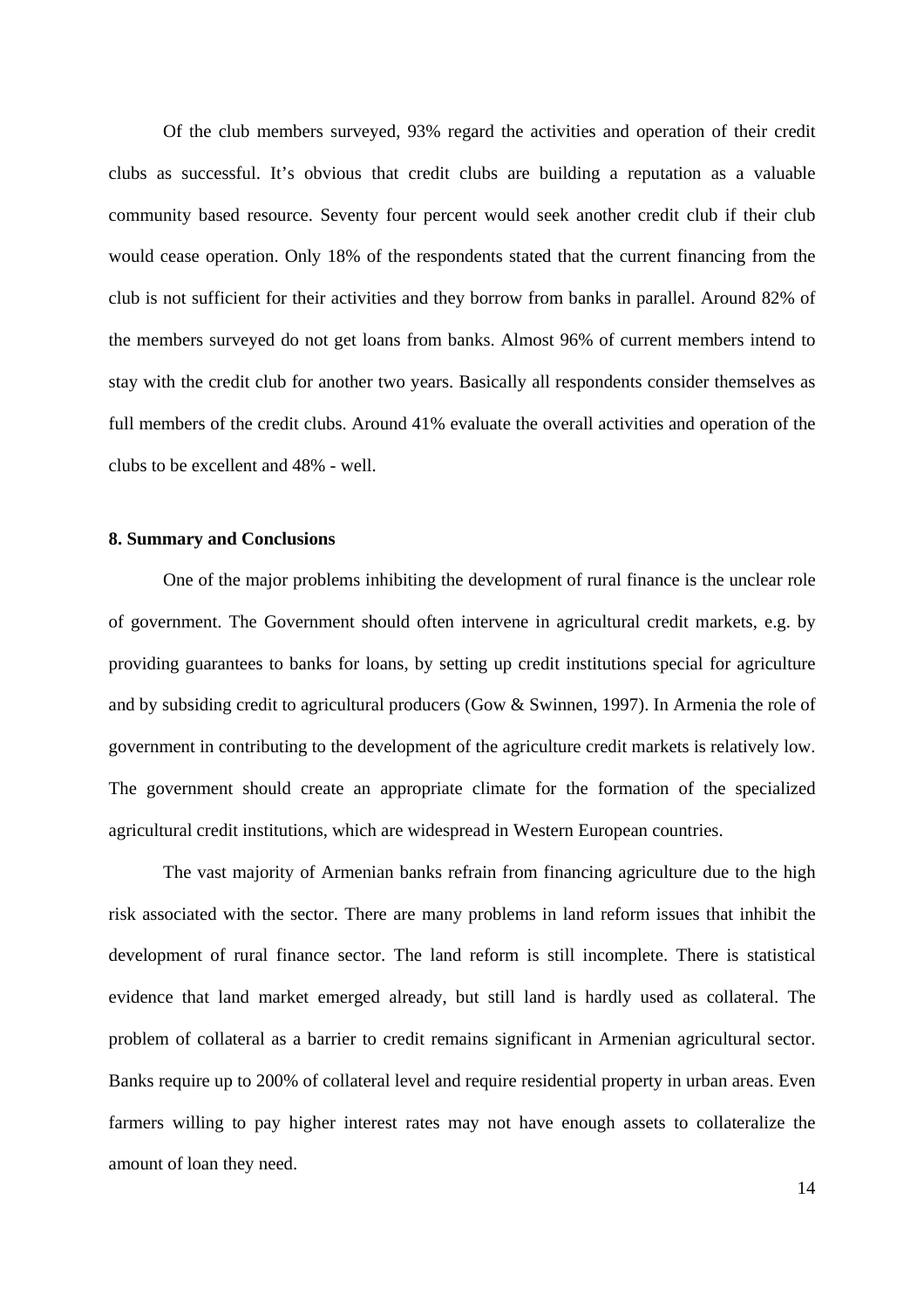Of the club members surveyed, 93% regard the activities and operation of their credit clubs as successful. It's obvious that credit clubs are building a reputation as a valuable community based resource. Seventy four percent would seek another credit club if their club would cease operation. Only 18% of the respondents stated that the current financing from the club is not sufficient for their activities and they borrow from banks in parallel. Around 82% of the members surveyed do not get loans from banks. Almost 96% of current members intend to stay with the credit club for another two years. Basically all respondents consider themselves as full members of the credit clubs. Around 41% evaluate the overall activities and operation of the clubs to be excellent and 48% - well.

**8. Summary and Conclusions**

One of the major problems inhibiting the development of rural finance is the unclear role of government. The Government should often intervene in agricultural credit markets, e.g. by providing guarantees to banks for loans, by setting up credit institutions special for agriculture and by subsiding credit to agricultural producers (Gow & Swinnen, 1997). In Armenia the role of government in contributing to the development of the agriculture credit markets is relatively low. The government should create an appropriate climate for the formation of the specialized agricultural credit institutions, which are widespread in Western European countries.

The vast majority of Armenian banks refrain from financing agriculture due to the high risk associated with the sector. There are many problems in land reform issues that inhibit the development of rural finance sector. The land reform is still incomplete. There is statistical evidence that land market emerged already, but still land is hardly used as collateral. The problem of collateral as a barrier to credit remains significant in Armenian agricultural sector. Banks require up to 200% of collateral level and require residential property in urban areas. Even farmers willing to pay higher interest rates may not have enough assets to collateralize the amount of loan they need.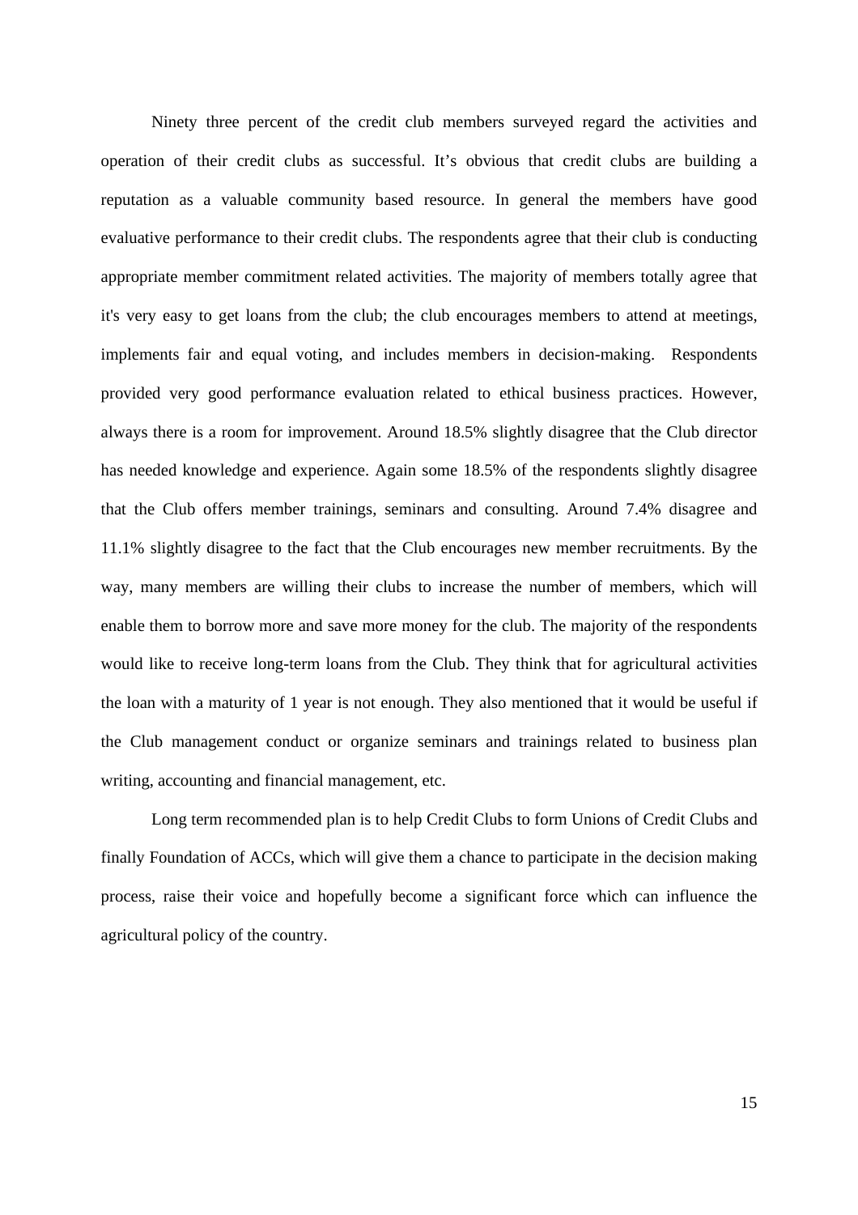Ninety three percent of the credit club members surveyed regard the activities and operation of their credit clubs as successful. It’s obvious that credit clubs are building a reputation as a valuable community based resource. In general the members have good evaluative performance to their credit clubs. The respondents agree that their club is conducting appropriate member commitment related activities. The majority of members totally agree that it's very easy to get loans from the club; the club encourages members to attend at meetings, implements fair and equal voting, and includes members in decision-making. Respondents provided very good performance evaluation related to ethical business practices. However, always there is a room for improvement. Around 18.5% slightly disagree that the Club director has needed knowledge and experience. Again some 18.5% of the respondents slightly disagree that the Club offers member trainings, seminars and consulting. Around 7.4% disagree and 11.1% slightly disagree to the fact that the Club encourages new member recruitments. By the way, many members are willing their clubs to increase the number of members, which will enable them to borrow more and save more money for the club. The majority of the respondents would like to receive long-term loans from the Club. They think that for agricultural activities the loan with a maturity of 1 year is not enough. They also mentioned that it would be useful if the Club management conduct or organize seminars and trainings related to business plan writing, accounting and financial management, etc.

Long term recommended plan is to help Credit Clubs to form Unions of Credit Clubs and finally Foundation of ACCs, which will give them a chance to participate in the decision making process, raise their voice and hopefully become a significant force which can influence the agricultural policy of the country.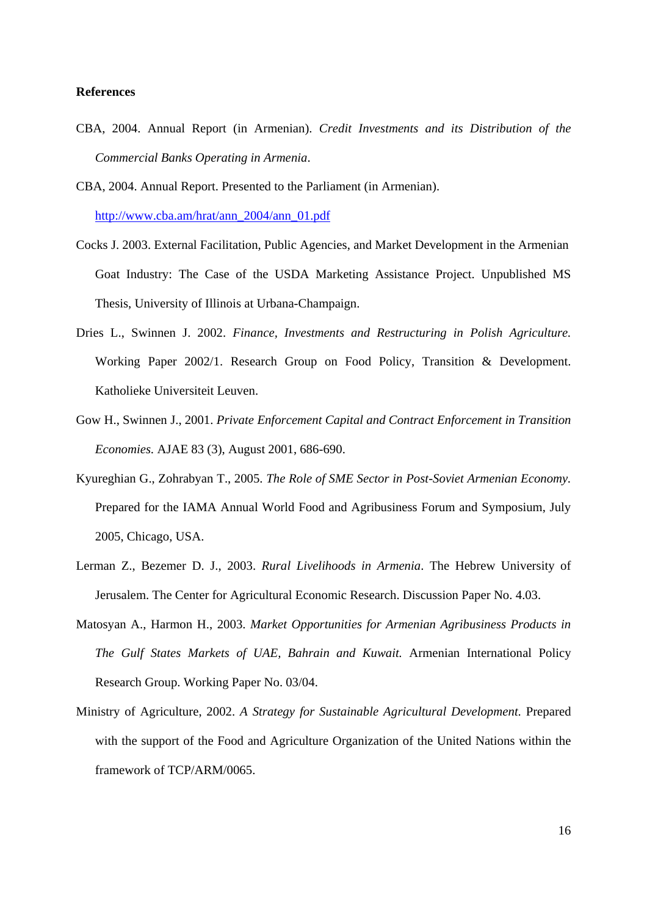**References**

CBA, 2004. Annual Report (in Armenian). *Credit Investments and its Distribution of the Commercial Banks Operating in Armenia*.

CBA, 2004. Annual Report. Presented to the Parliament (in Armenian). http://www.cba.am/hrat/ann_2004/ann_01.pdf

Cocks J. 2003. External Facilitation, Public Agencies, and Market Development in the Armenian Goat Industry: The Case of the USDA Marketing Assistance Project. Unpublished MS Thesis, University of Illinois at Urbana-Champaign.

Dries L., Swinnen J. 2002. *Finance, Investments and Restructuring in Polish Agriculture.* Working Paper 2002/1. Research Group on Food Policy, Transition & Development. Katholieke Universiteit Leuven.

Gow H., Swinnen J., 2001. *Private Enforcement Capital and Contract Enforcement in Transition Economies.* AJAE 83 (3), August 2001, 686-690.

Kyureghian G., Zohrabyan T., 2005. *The Role of SME Sector in Post-Soviet Armenian Economy.* Prepared for the IAMA Annual World Food and Agribusiness Forum and Symposium, July 2005, Chicago, USA.

Lerman Z., Bezemer D. J., 2003. *Rural Livelihoods in Armenia*. The Hebrew University of Jerusalem. The Center for Agricultural Economic Research. Discussion Paper No. 4.03.

Matosyan A., Harmon H., 2003. *Market Opportunities for Armenian Agribusiness Products in The Gulf States Markets of UAE, Bahrain and Kuwait.* Armenian International Policy Research Group. Working Paper No. 03/04.

Ministry of Agriculture, 2002. *A Strategy for Sustainable Agricultural Development.* Prepared with the support of the Food and Agriculture Organization of the United Nations within the framework of TCP/ARM/0065.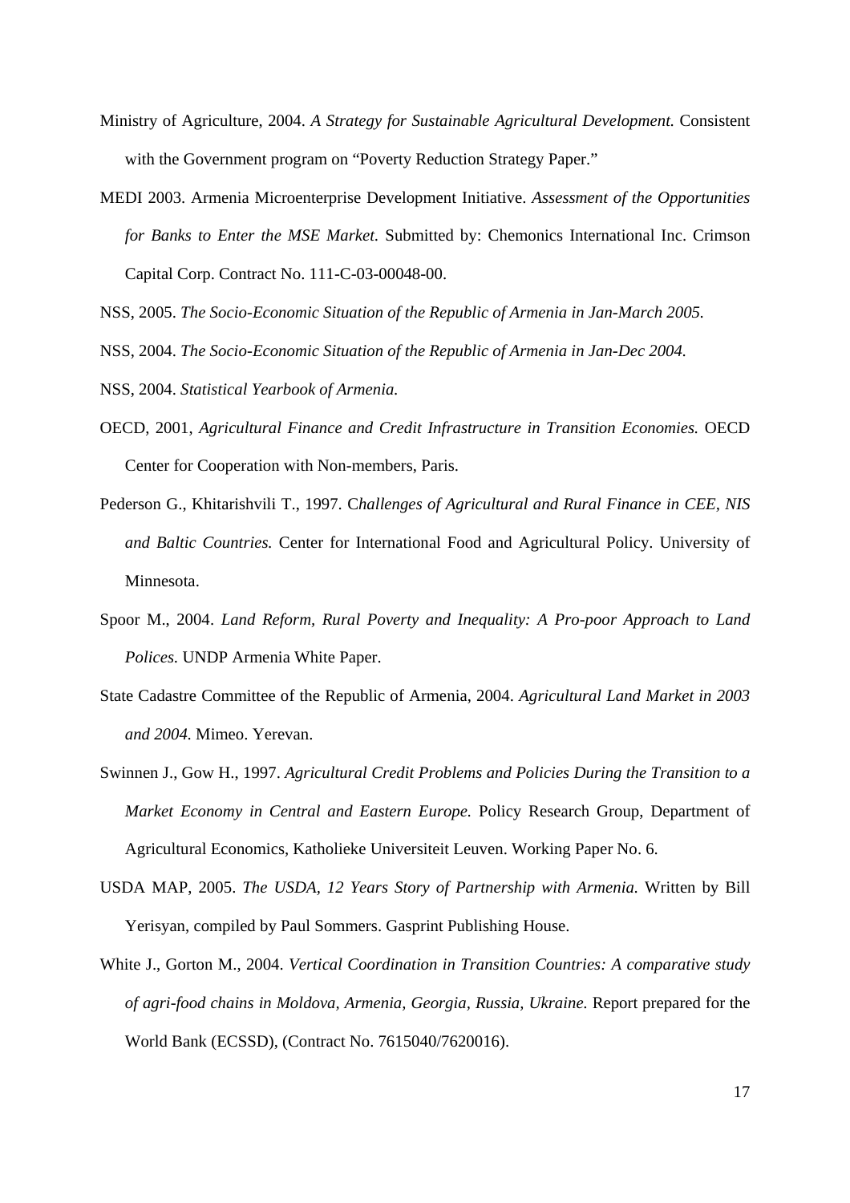Ministry of Agriculture, 2004. *A Strategy for Sustainable Agricultural Development.* Consistent with the Government program on "Poverty Reduction Strategy Paper."

MEDI 2003. Armenia Microenterprise Development Initiative. *Assessment of the Opportunities for Banks to Enter the MSE Market.* Submitted by: Chemonics International Inc. Crimson Capital Corp. Contract No. 111-C-03-00048-00.

NSS, 2005. *The Socio-Economic Situation of the Republic of Armenia in Jan-March 2005.*

NSS, 2004. *The Socio-Economic Situation of the Republic of Armenia in Jan-Dec 2004.*

NSS, 2004. *Statistical Yearbook of Armenia.*

OECD, 2001, *Agricultural Finance and Credit Infrastructure in Transition Economies.* OECD Center for Cooperation with Non-members, Paris.

Pederson G., Khitarishvili T., 1997. C*hallenges of Agricultural and Rural Finance in CEE, NIS and Baltic Countries.* Center for International Food and Agricultural Policy. University of Minnesota.

Spoor M., 2004. *Land Reform, Rural Poverty and Inequality: A Pro-poor Approach to Land Polices.* UNDP Armenia White Paper.

State Cadastre Committee of the Republic of Armenia, 2004. *Agricultural Land Market in 2003 and 2004.* Mimeo. Yerevan.

Swinnen J., Gow H., 1997. *Agricultural Credit Problems and Policies During the Transition to a Market Economy in Central and Eastern Europe.* Policy Research Group, Department of Agricultural Economics, Katholieke Universiteit Leuven. Working Paper No. 6.

USDA MAP, 2005. *The USDA, 12 Years Story of Partnership with Armenia.* Written by Bill Yerisyan, compiled by Paul Sommers. Gasprint Publishing House.

White J., Gorton M., 2004. *Vertical Coordination in Transition Countries: A comparative study of agri-food chains in Moldova, Armenia, Georgia, Russia, Ukraine.* Report prepared for the World Bank (ECSSD), (Contract No. 7615040/7620016).